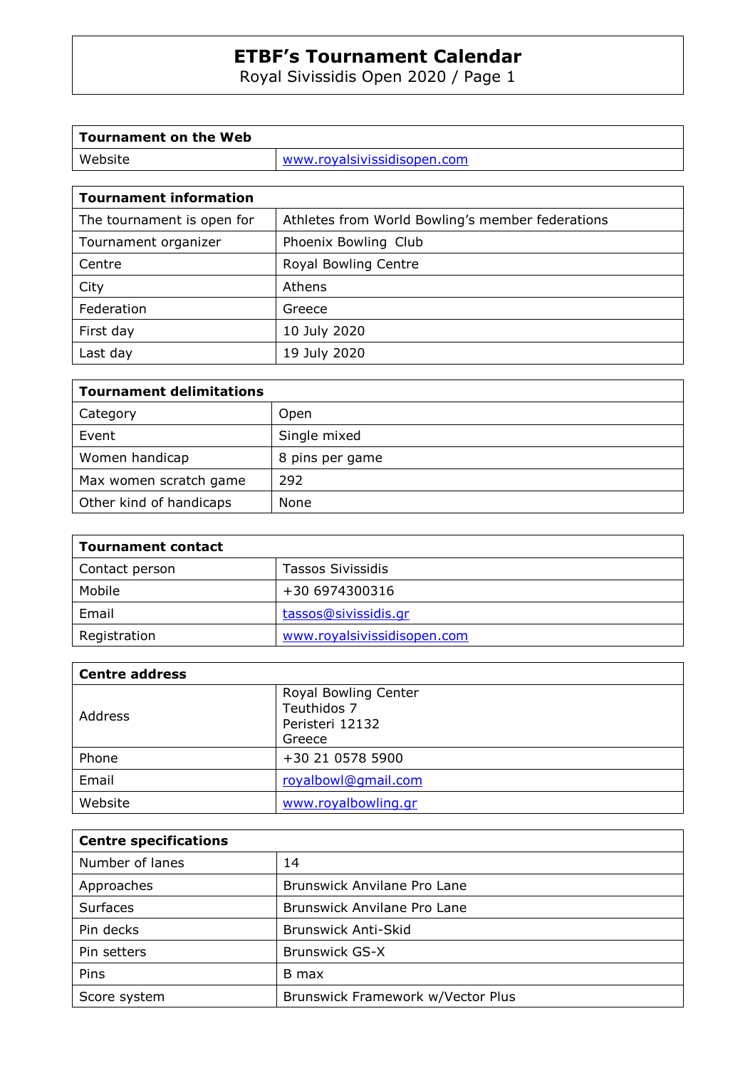# ETBF's Tournament Calendar

Royal Sivissidis Open 2020 / Page 1

| Tournament on the Web | |
|---|---|
| Website | www.royalsivissidisopen.com |

| Tournament information | |
|---|---|
| The tournament is open for | Athletes from World Bowling's member federations |
| Tournament organizer | Phoenix Bowling Club |
| Centre | Royal Bowling Centre |
| City | Athens |
| Federation | Greece |
| First day | 10 July 2020 |
| Last day | 19 July 2020 |

| Tournament delimitations | |
|---|---|
| Category | Open |
| Event | Single mixed |
| Women handicap | 8 pins per game |
| Max women scratch game | 292 |
| Other kind of handicaps | None |

| Tournament contact | |
|---|---|
| Contact person | Tassos Sivissidis |
| Mobile | +30 6974300316 |
| Email | tassos@sivissidis.gr |
| Registration | www.royalsivissidisopen.com |

| Centre address | |
|---|---|
| Address | Royal Bowling Center<br>Teuthidos 7<br>Peristeri 12132<br>Greece |
| Phone | +30 21 0578 5900 |
| Email | royalbowl@gmail.com |
| Website | www.royalbowling.gr |

| Centre specifications | |
|---|---|
| Number of lanes | 14 |
| Approaches | Brunswick Anvilane Pro Lane |
| Surfaces | Brunswick Anvilane Pro Lane |
| Pin decks | Brunswick Anti-Skid |
| Pin setters | Brunswick GS-X |
| Pins | B max |
| Score system | Brunswick Framework w/Vector Plus |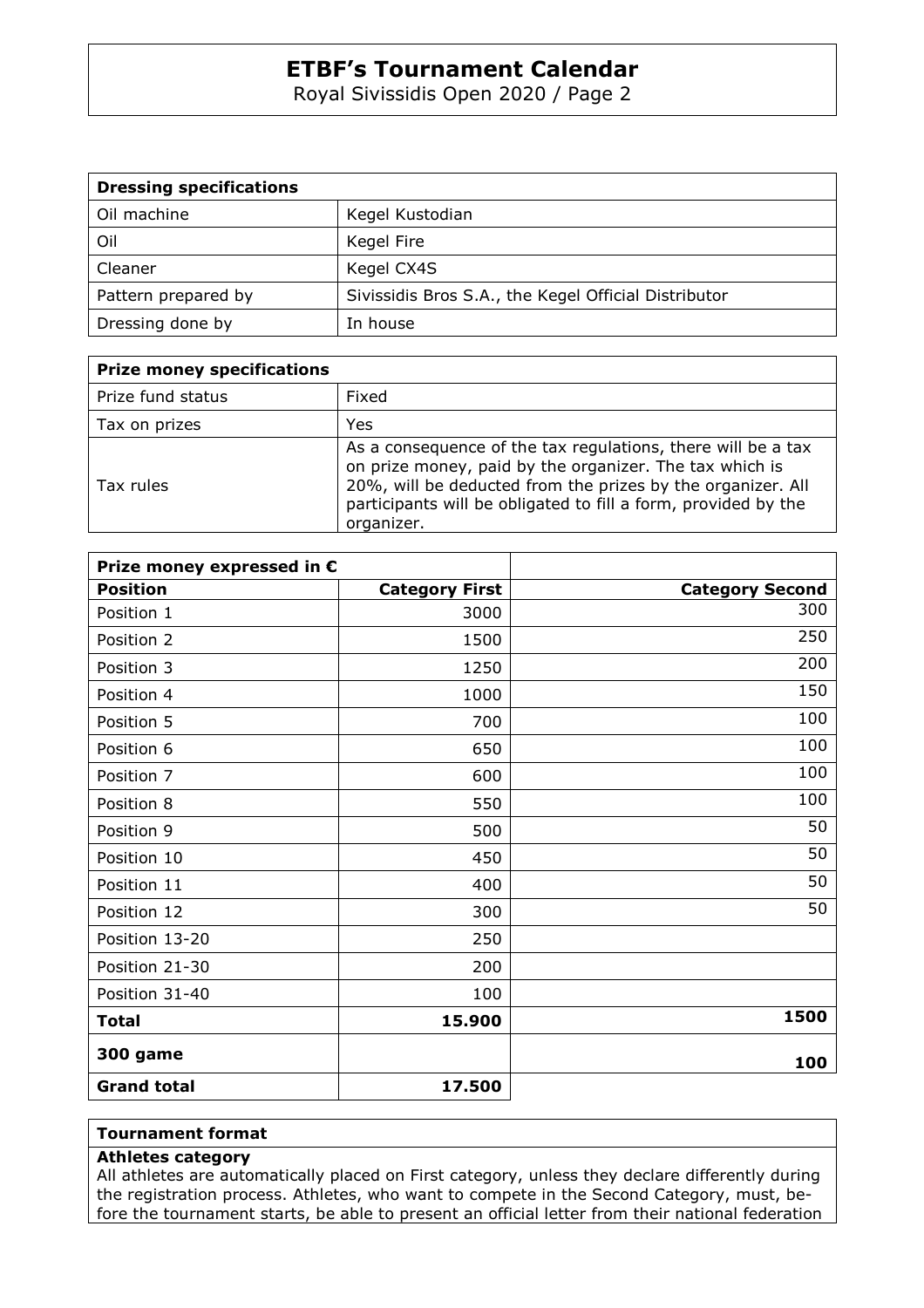| **Dressing specifications** | |
|---|---|
| Oil machine | Kegel Kustodian |
| Oil | Kegel Fire |
| Cleaner | Kegel CX4S |
| Pattern prepared by | Sivissidis Bros S.A., the Kegel Official Distributor |
| Dressing done by | In house |

| **Prize money specifications** | |
|---|---|
| Prize fund status | Fixed |
| Tax on prizes | Yes |
| Tax rules | As a consequence of the tax regulations, there will be a tax on prize money, paid by the organizer. The tax which is 20%, will be deducted from the prizes by the organizer. All participants will be obligated to fill a form, provided by the organizer. |

| **Prize money expressed in €** | | |
|---|---:|---:|
| **Position** | **Category First** | **Category Second** |
| Position 1 | 3000 | 300 |
| Position 2 | 1500 | 250 |
| Position 3 | 1250 | 200 |
| Position 4 | 1000 | 150 |
| Position 5 | 700 | 100 |
| Position 6 | 650 | 100 |
| Position 7 | 600 | 100 |
| Position 8 | 550 | 100 |
| Position 9 | 500 | 50 |
| Position 10 | 450 | 50 |
| Position 11 | 400 | 50 |
| Position 12 | 300 | 50 |
| Position 13-20 | 250 | |
| Position 21-30 | 200 | |
| Position 31-40 | 100 | |
| **Total** | **15.900** | **1500** |
| **300 game** | | **100** |
| **Grand total** | **17.500** | |

**Tournament format**

**Athletes category**

All athletes are automatically placed on First category, unless they declare differently during the registration process. Athletes, who want to compete in the Second Category, must, before the tournament starts, be able to present an official letter from their national federation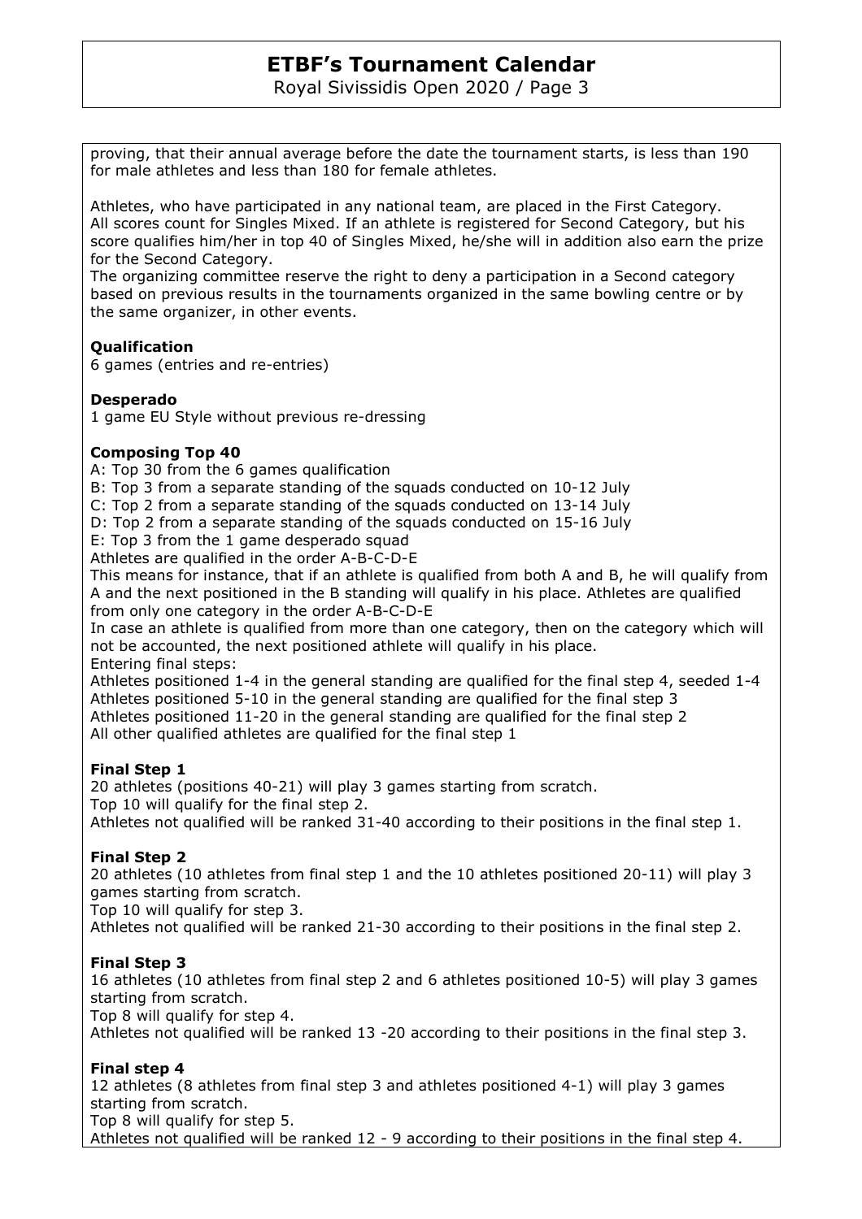proving, that their annual average before the date the tournament starts, is less than 190 for male athletes and less than 180 for female athletes.

Athletes, who have participated in any national team, are placed in the First Category.
All scores count for Singles Mixed. If an athlete is registered for Second Category, but his score qualifies him/her in top 40 of Singles Mixed, he/she will in addition also earn the prize for the Second Category.
The organizing committee reserve the right to deny a participation in a Second category based on previous results in the tournaments organized in the same bowling centre or by the same organizer, in other events.

**Qualification**
6 games (entries and re-entries)

**Desperado**
1 game EU Style without previous re-dressing

**Composing Top 40**
A: Top 30 from the 6 games qualification
B: Top 3 from a separate standing of the squads conducted on 10-12 July
C: Top 2 from a separate standing of the squads conducted on 13-14 July
D: Top 2 from a separate standing of the squads conducted on 15-16 July
E: Top 3 from the 1 game desperado squad
Athletes are qualified in the order A-B-C-D-E
This means for instance, that if an athlete is qualified from both A and B, he will qualify from A and the next positioned in the B standing will qualify in his place. Athletes are qualified from only one category in the order A-B-C-D-E
In case an athlete is qualified from more than one category, then on the category which will not be accounted, the next positioned athlete will qualify in his place.
Entering final steps:
Athletes positioned 1-4 in the general standing are qualified for the final step 4, seeded 1-4
Athletes positioned 5-10 in the general standing are qualified for the final step 3
Athletes positioned 11-20 in the general standing are qualified for the final step 2
All other qualified athletes are qualified for the final step 1

**Final Step 1**
20 athletes (positions 40-21) will play 3 games starting from scratch.
Top 10 will qualify for the final step 2.
Athletes not qualified will be ranked 31-40 according to their positions in the final step 1.

**Final Step 2**
20 athletes (10 athletes from final step 1 and the 10 athletes positioned 20-11) will play 3 games starting from scratch.
Top 10 will qualify for step 3.
Athletes not qualified will be ranked 21-30 according to their positions in the final step 2.

**Final Step 3**
16 athletes (10 athletes from final step 2 and 6 athletes positioned 10-5) will play 3 games starting from scratch.
Top 8 will qualify for step 4.
Athletes not qualified will be ranked 13 -20 according to their positions in the final step 3.

**Final step 4**
12 athletes (8 athletes from final step 3 and athletes positioned 4-1) will play 3 games starting from scratch.
Top 8 will qualify for step 5.
Athletes not qualified will be ranked 12 - 9 according to their positions in the final step 4.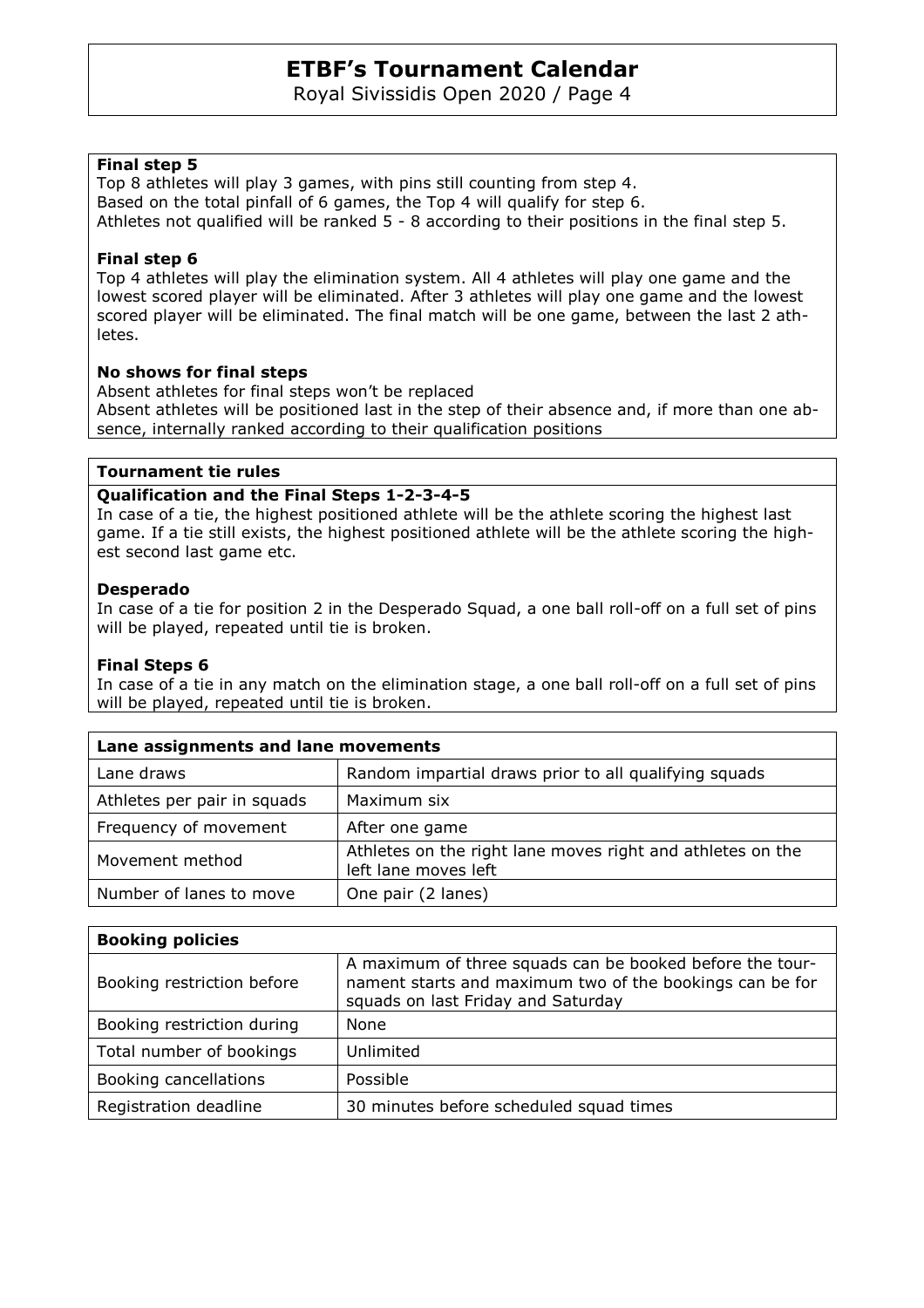### Final step 5

Top 8 athletes will play 3 games, with pins still counting from step 4.
Based on the total pinfall of 6 games, the Top 4 will qualify for step 6.
Athletes not qualified will be ranked 5 - 8 according to their positions in the final step 5.

### Final step 6

Top 4 athletes will play the elimination system. All 4 athletes will play one game and the lowest scored player will be eliminated. After 3 athletes will play one game and the lowest scored player will be eliminated. The final match will be one game, between the last 2 athletes.

### No shows for final steps

Absent athletes for final steps won't be replaced
Absent athletes will be positioned last in the step of their absence and, if more than one absence, internally ranked according to their qualification positions

## Tournament tie rules

### Qualification and the Final Steps 1-2-3-4-5

In case of a tie, the highest positioned athlete will be the athlete scoring the highest last game. If a tie still exists, the highest positioned athlete will be the athlete scoring the highest second last game etc.

### Desperado

In case of a tie for position 2 in the Desperado Squad, a one ball roll-off on a full set of pins will be played, repeated until tie is broken.

### Final Steps 6

In case of a tie in any match on the elimination stage, a one ball roll-off on a full set of pins will be played, repeated until tie is broken.

| Lane assignments and lane movements | |
|---|---|
| Lane draws | Random impartial draws prior to all qualifying squads |
| Athletes per pair in squads | Maximum six |
| Frequency of movement | After one game |
| Movement method | Athletes on the right lane moves right and athletes on the left lane moves left |
| Number of lanes to move | One pair (2 lanes) |

| Booking policies | |
|---|---|
| Booking restriction before | A maximum of three squads can be booked before the tournament starts and maximum two of the bookings can be for squads on last Friday and Saturday |
| Booking restriction during | None |
| Total number of bookings | Unlimited |
| Booking cancellations | Possible |
| Registration deadline | 30 minutes before scheduled squad times |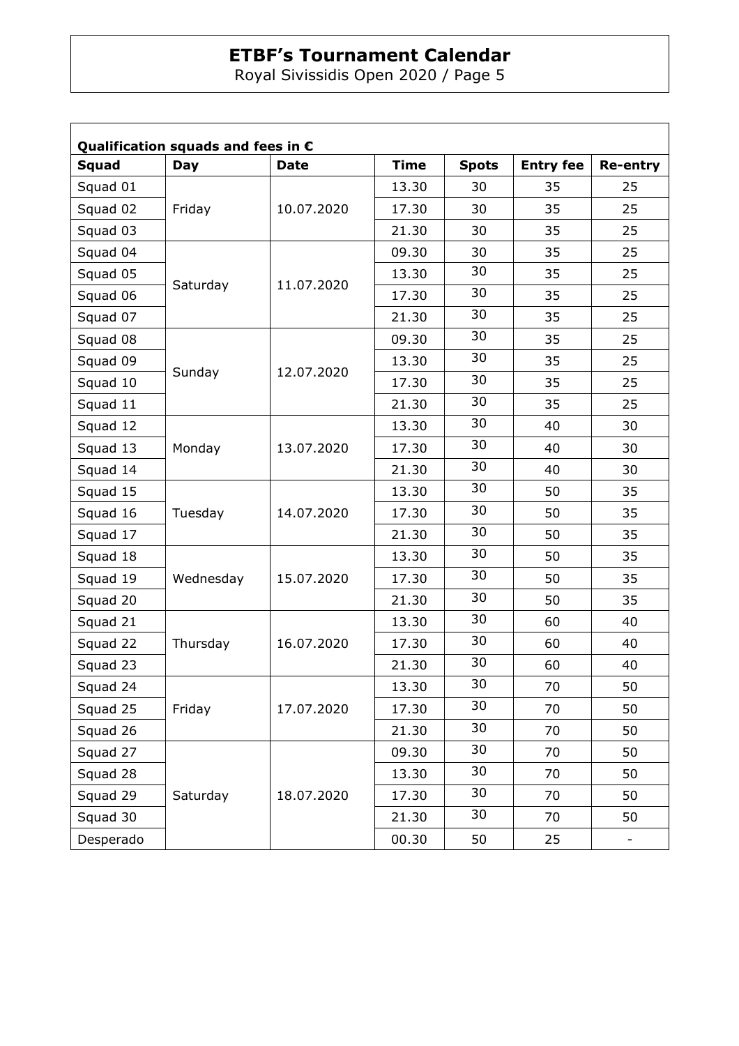# ETBF's Tournament Calendar

Royal Sivissidis Open 2020 / Page 5

**Qualification squads and fees in €**

| Squad | Day | Date | Time | Spots | Entry fee | Re-entry |
|---|---|---|---|---|---|---|
| Squad 01 | Friday | 10.07.2020 | 13.30 | 30 | 35 | 25 |
| Squad 02 | | | 17.30 | 30 | 35 | 25 |
| Squad 03 | | | 21.30 | 30 | 35 | 25 |
| Squad 04 | Saturday | 11.07.2020 | 09.30 | 30 | 35 | 25 |
| Squad 05 | | | 13.30 | 30 | 35 | 25 |
| Squad 06 | | | 17.30 | 30 | 35 | 25 |
| Squad 07 | | | 21.30 | 30 | 35 | 25 |
| Squad 08 | Sunday | 12.07.2020 | 09.30 | 30 | 35 | 25 |
| Squad 09 | | | 13.30 | 30 | 35 | 25 |
| Squad 10 | | | 17.30 | 30 | 35 | 25 |
| Squad 11 | | | 21.30 | 30 | 35 | 25 |
| Squad 12 | Monday | 13.07.2020 | 13.30 | 30 | 40 | 30 |
| Squad 13 | | | 17.30 | 30 | 40 | 30 |
| Squad 14 | | | 21.30 | 30 | 40 | 30 |
| Squad 15 | Tuesday | 14.07.2020 | 13.30 | 30 | 50 | 35 |
| Squad 16 | | | 17.30 | 30 | 50 | 35 |
| Squad 17 | | | 21.30 | 30 | 50 | 35 |
| Squad 18 | Wednesday | 15.07.2020 | 13.30 | 30 | 50 | 35 |
| Squad 19 | | | 17.30 | 30 | 50 | 35 |
| Squad 20 | | | 21.30 | 30 | 50 | 35 |
| Squad 21 | Thursday | 16.07.2020 | 13.30 | 30 | 60 | 40 |
| Squad 22 | | | 17.30 | 30 | 60 | 40 |
| Squad 23 | | | 21.30 | 30 | 60 | 40 |
| Squad 24 | Friday | 17.07.2020 | 13.30 | 30 | 70 | 50 |
| Squad 25 | | | 17.30 | 30 | 70 | 50 |
| Squad 26 | | | 21.30 | 30 | 70 | 50 |
| Squad 27 | Saturday | 18.07.2020 | 09.30 | 30 | 70 | 50 |
| Squad 28 | | | 13.30 | 30 | 70 | 50 |
| Squad 29 | | | 17.30 | 30 | 70 | 50 |
| Squad 30 | | | 21.30 | 30 | 70 | 50 |
| Desperado | | | 00.30 | 50 | 25 | - |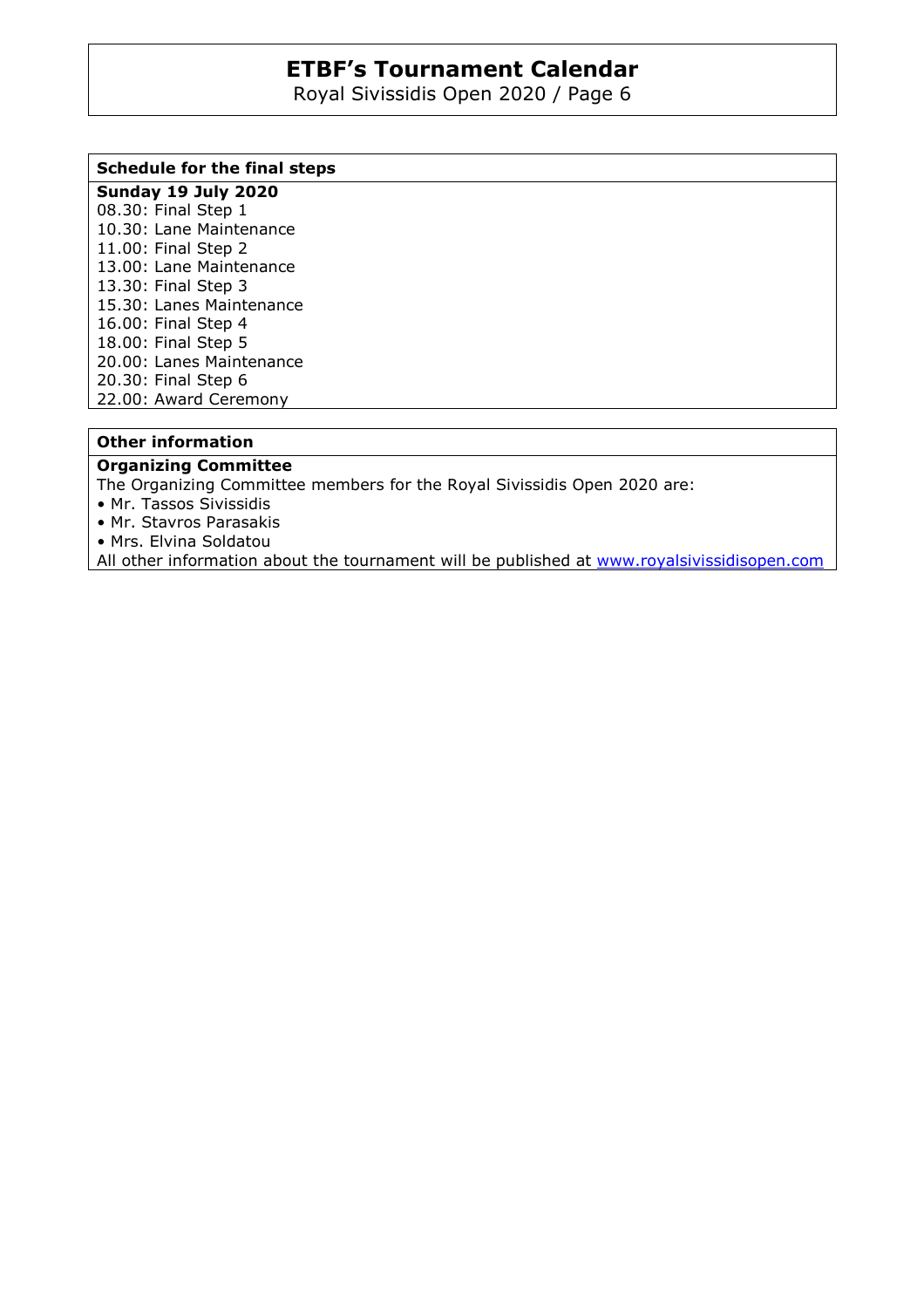## Schedule for the final steps

**Sunday 19 July 2020**

08.30: Final Step 1
10.30: Lane Maintenance
11.00: Final Step 2
13.00: Lane Maintenance
13.30: Final Step 3
15.30: Lanes Maintenance
16.00: Final Step 4
18.00: Final Step 5
20.00: Lanes Maintenance
20.30: Final Step 6
22.00: Award Ceremony

## Other information

**Organizing Committee**

The Organizing Committee members for the Royal Sivissidis Open 2020 are:

- Mr. Tassos Sivissidis
- Mr. Stavros Parasakis
- Mrs. Elvina Soldatou

All other information about the tournament will be published at [www.royalsivissidisopen.com](http://www.royalsivissidisopen.com)